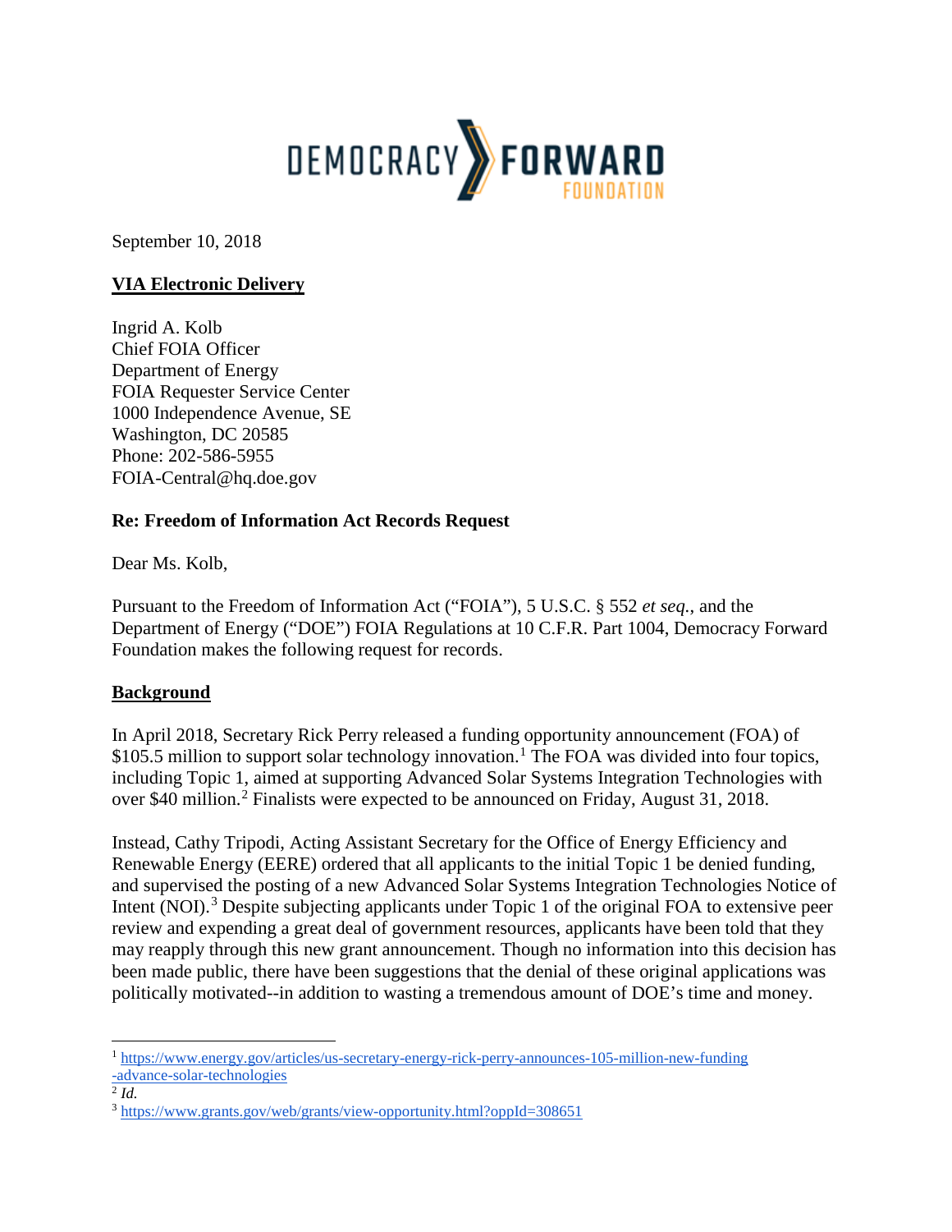DEMOCRACY FORWARD FOUNDATION

September 10, 2018

**VIA Electronic Delivery**

Ingrid A. Kolb
Chief FOIA Officer
Department of Energy
FOIA Requester Service Center
1000 Independence Avenue, SE
Washington, DC 20585
Phone: 202-586-5955
FOIA-Central@hq.doe.gov

**Re: Freedom of Information Act Records Request**

Dear Ms. Kolb,

Pursuant to the Freedom of Information Act ("FOIA"), 5 U.S.C. § 552 *et seq.*, and the Department of Energy ("DOE") FOIA Regulations at 10 C.F.R. Part 1004, Democracy Forward Foundation makes the following request for records.

**Background**

In April 2018, Secretary Rick Perry released a funding opportunity announcement (FOA) of $105.5 million to support solar technology innovation.[1] The FOA was divided into four topics, including Topic 1, aimed at supporting Advanced Solar Systems Integration Technologies with over $40 million.[2] Finalists were expected to be announced on Friday, August 31, 2018.

Instead, Cathy Tripodi, Acting Assistant Secretary for the Office of Energy Efficiency and Renewable Energy (EERE) ordered that all applicants to the initial Topic 1 be denied funding, and supervised the posting of a new Advanced Solar Systems Integration Technologies Notice of Intent (NOI).[3] Despite subjecting applicants under Topic 1 of the original FOA to extensive peer review and expending a great deal of government resources, applicants have been told that they may reapply through this new grant announcement. Though no information into this decision has been made public, there have been suggestions that the denial of these original applications was politically motivated--in addition to wasting a tremendous amount of DOE's time and money.

---

[1] https://www.energy.gov/articles/us-secretary-energy-rick-perry-announces-105-million-new-funding-advance-solar-technologies

[2] *Id.*

[3] https://www.grants.gov/web/grants/view-opportunity.html?oppId=308651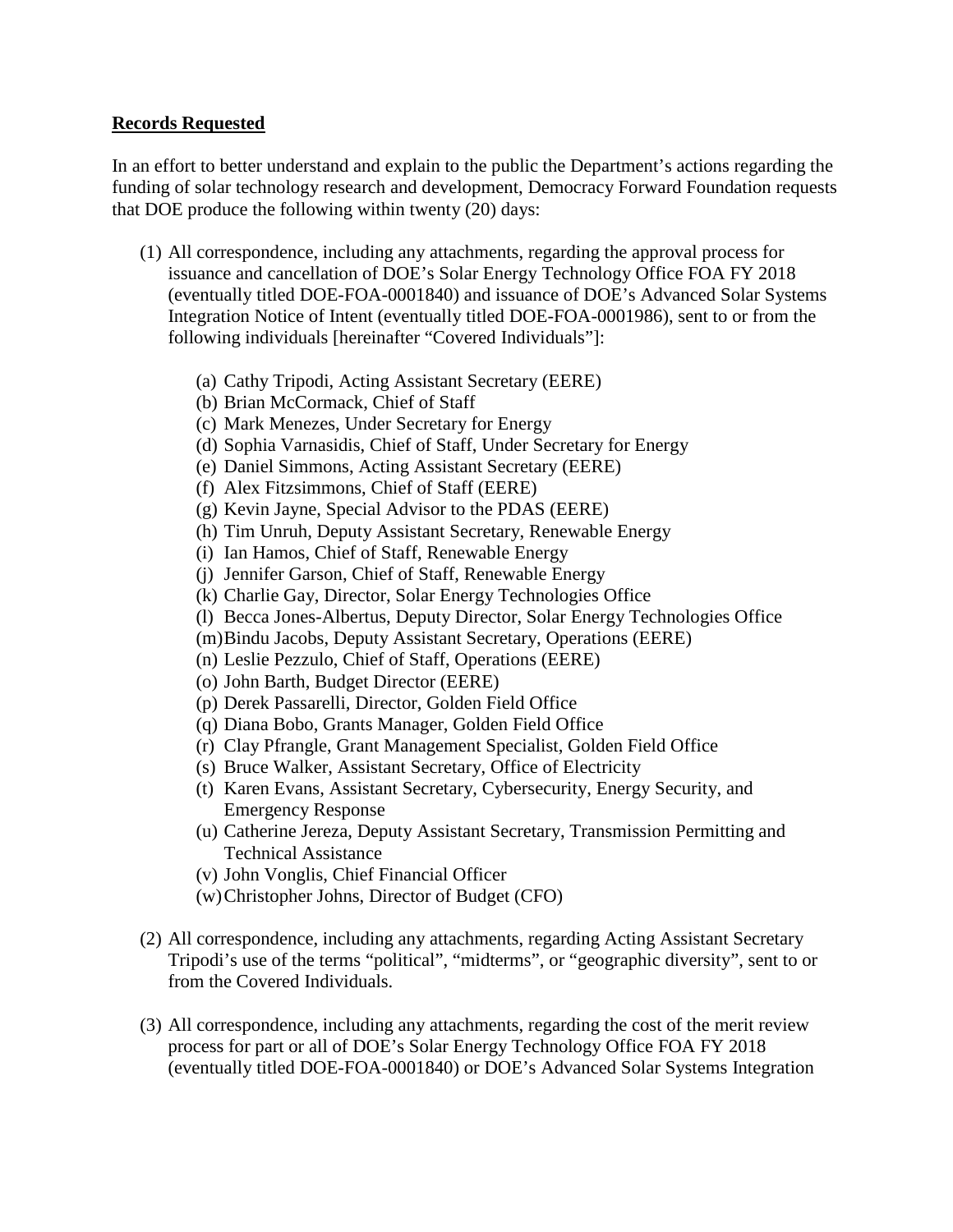**<u>Records Requested</u>**

In an effort to better understand and explain to the public the Department's actions regarding the funding of solar technology research and development, Democracy Forward Foundation requests that DOE produce the following within twenty (20) days:

(1) All correspondence, including any attachments, regarding the approval process for issuance and cancellation of DOE's Solar Energy Technology Office FOA FY 2018 (eventually titled DOE-FOA-0001840) and issuance of DOE's Advanced Solar Systems Integration Notice of Intent (eventually titled DOE-FOA-0001986), sent to or from the following individuals [hereinafter "Covered Individuals"]:

   (a) Cathy Tripodi, Acting Assistant Secretary (EERE)
   (b) Brian McCormack, Chief of Staff
   (c) Mark Menezes, Under Secretary for Energy
   (d) Sophia Varnasidis, Chief of Staff, Under Secretary for Energy
   (e) Daniel Simmons, Acting Assistant Secretary (EERE)
   (f) Alex Fitzsimmons, Chief of Staff (EERE)
   (g) Kevin Jayne, Special Advisor to the PDAS (EERE)
   (h) Tim Unruh, Deputy Assistant Secretary, Renewable Energy
   (i) Ian Hamos, Chief of Staff, Renewable Energy
   (j) Jennifer Garson, Chief of Staff, Renewable Energy
   (k) Charlie Gay, Director, Solar Energy Technologies Office
   (l) Becca Jones-Albertus, Deputy Director, Solar Energy Technologies Office
   (m) Bindu Jacobs, Deputy Assistant Secretary, Operations (EERE)
   (n) Leslie Pezzulo, Chief of Staff, Operations (EERE)
   (o) John Barth, Budget Director (EERE)
   (p) Derek Passarelli, Director, Golden Field Office
   (q) Diana Bobo, Grants Manager, Golden Field Office
   (r) Clay Pfrangle, Grant Management Specialist, Golden Field Office
   (s) Bruce Walker, Assistant Secretary, Office of Electricity
   (t) Karen Evans, Assistant Secretary, Cybersecurity, Energy Security, and Emergency Response
   (u) Catherine Jereza, Deputy Assistant Secretary, Transmission Permitting and Technical Assistance
   (v) John Vonglis, Chief Financial Officer
   (w) Christopher Johns, Director of Budget (CFO)

(2) All correspondence, including any attachments, regarding Acting Assistant Secretary Tripodi's use of the terms "political", "midterms", or "geographic diversity", sent to or from the Covered Individuals.

(3) All correspondence, including any attachments, regarding the cost of the merit review process for part or all of DOE's Solar Energy Technology Office FOA FY 2018 (eventually titled DOE-FOA-0001840) or DOE's Advanced Solar Systems Integration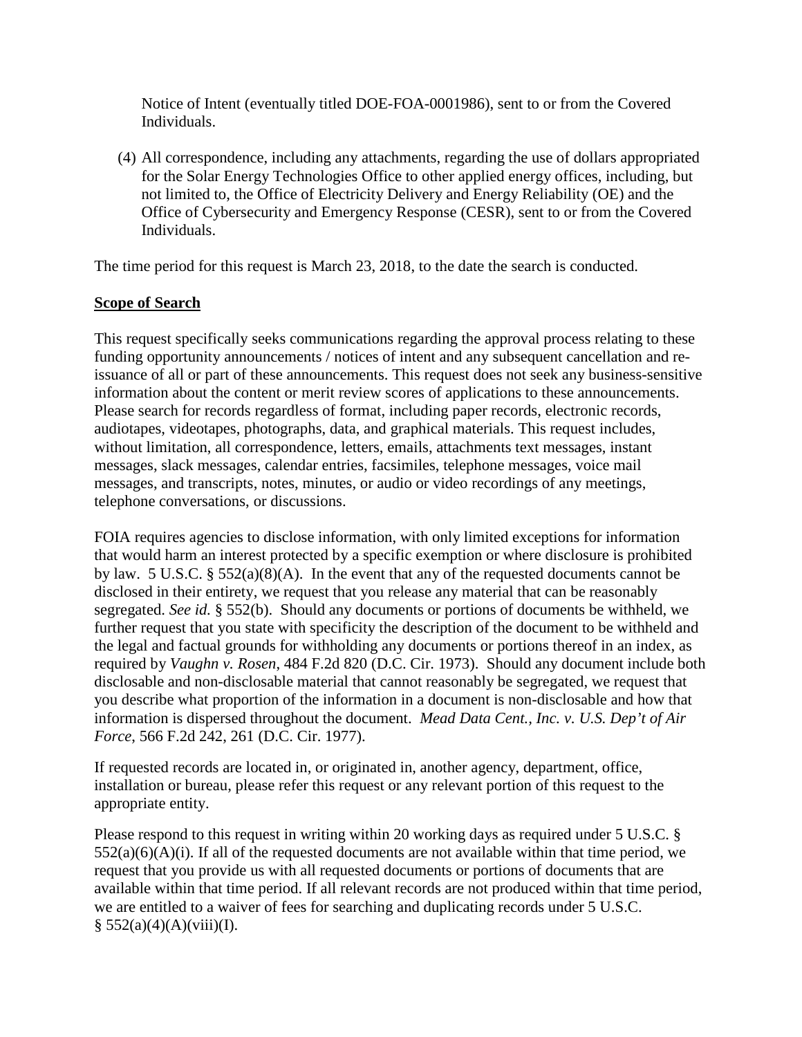Notice of Intent (eventually titled DOE-FOA-0001986), sent to or from the Covered Individuals.

(4) All correspondence, including any attachments, regarding the use of dollars appropriated for the Solar Energy Technologies Office to other applied energy offices, including, but not limited to, the Office of Electricity Delivery and Energy Reliability (OE) and the Office of Cybersecurity and Emergency Response (CESR), sent to or from the Covered Individuals.

The time period for this request is March 23, 2018, to the date the search is conducted.

**Scope of Search**

This request specifically seeks communications regarding the approval process relating to these funding opportunity announcements / notices of intent and any subsequent cancellation and re-issuance of all or part of these announcements. This request does not seek any business-sensitive information about the content or merit review scores of applications to these announcements. Please search for records regardless of format, including paper records, electronic records, audiotapes, videotapes, photographs, data, and graphical materials. This request includes, without limitation, all correspondence, letters, emails, attachments text messages, instant messages, slack messages, calendar entries, facsimiles, telephone messages, voice mail messages, and transcripts, notes, minutes, or audio or video recordings of any meetings, telephone conversations, or discussions.

FOIA requires agencies to disclose information, with only limited exceptions for information that would harm an interest protected by a specific exemption or where disclosure is prohibited by law. 5 U.S.C. § 552(a)(8)(A). In the event that any of the requested documents cannot be disclosed in their entirety, we request that you release any material that can be reasonably segregated. *See id.* § 552(b). Should any documents or portions of documents be withheld, we further request that you state with specificity the description of the document to be withheld and the legal and factual grounds for withholding any documents or portions thereof in an index, as required by *Vaughn v. Rosen*, 484 F.2d 820 (D.C. Cir. 1973). Should any document include both disclosable and non-disclosable material that cannot reasonably be segregated, we request that you describe what proportion of the information in a document is non-disclosable and how that information is dispersed throughout the document. *Mead Data Cent., Inc. v. U.S. Dep't of Air Force*, 566 F.2d 242, 261 (D.C. Cir. 1977).

If requested records are located in, or originated in, another agency, department, office, installation or bureau, please refer this request or any relevant portion of this request to the appropriate entity.

Please respond to this request in writing within 20 working days as required under 5 U.S.C. § 552(a)(6)(A)(i). If all of the requested documents are not available within that time period, we request that you provide us with all requested documents or portions of documents that are available within that time period. If all relevant records are not produced within that time period, we are entitled to a waiver of fees for searching and duplicating records under 5 U.S.C. § 552(a)(4)(A)(viii)(I).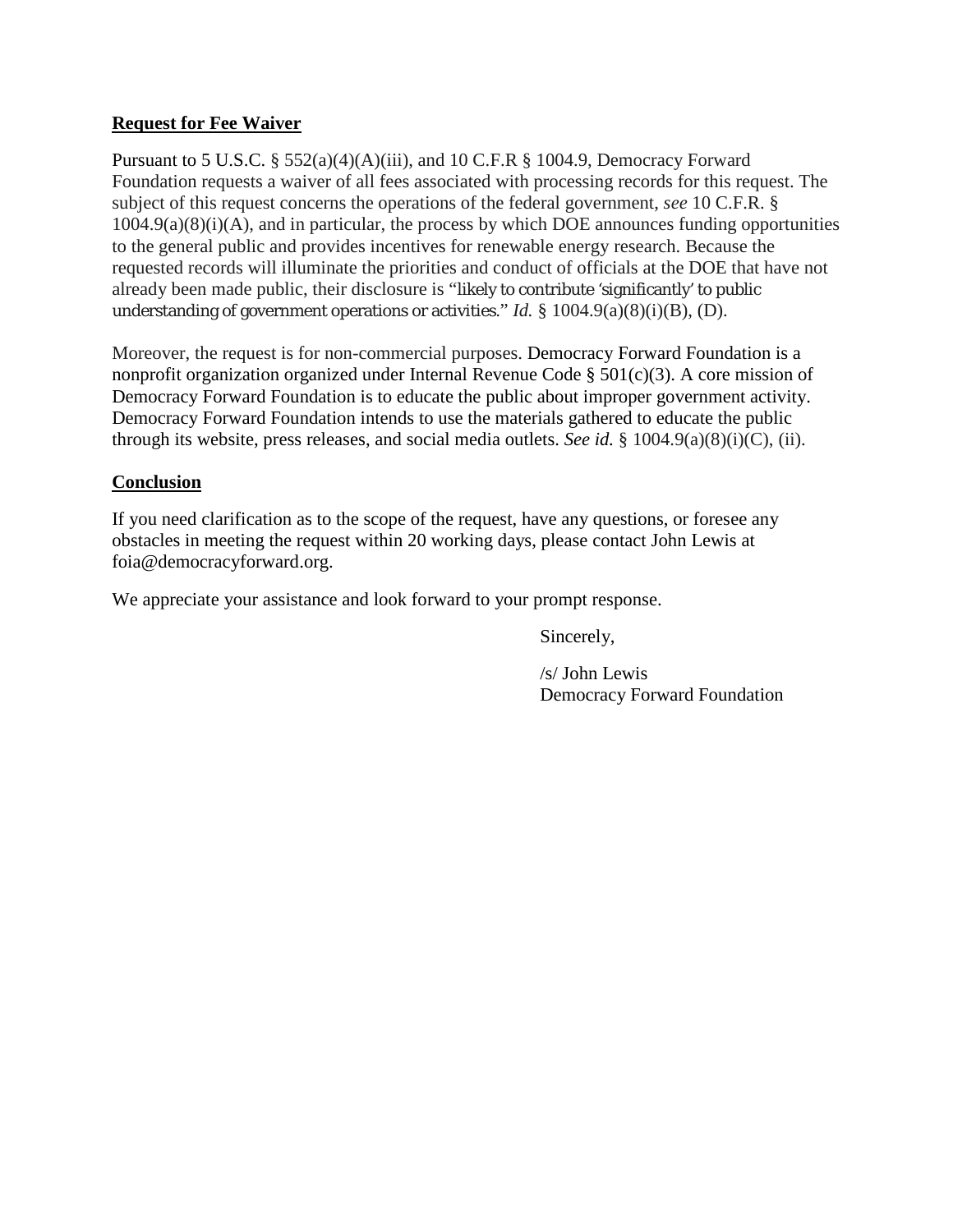**Request for Fee Waiver**

Pursuant to 5 U.S.C. § 552(a)(4)(A)(iii), and 10 C.F.R § 1004.9, Democracy Forward Foundation requests a waiver of all fees associated with processing records for this request. The subject of this request concerns the operations of the federal government, *see* 10 C.F.R. § 1004.9(a)(8)(i)(A), and in particular, the process by which DOE announces funding opportunities to the general public and provides incentives for renewable energy research. Because the requested records will illuminate the priorities and conduct of officials at the DOE that have not already been made public, their disclosure is "likely to contribute 'significantly' to public understanding of government operations or activities." *Id.* § 1004.9(a)(8)(i)(B), (D).

Moreover, the request is for non-commercial purposes. Democracy Forward Foundation is a nonprofit organization organized under Internal Revenue Code § 501(c)(3). A core mission of Democracy Forward Foundation is to educate the public about improper government activity. Democracy Forward Foundation intends to use the materials gathered to educate the public through its website, press releases, and social media outlets. *See id.* § 1004.9(a)(8)(i)(C), (ii).

**Conclusion**

If you need clarification as to the scope of the request, have any questions, or foresee any obstacles in meeting the request within 20 working days, please contact John Lewis at foia@democracyforward.org.

We appreciate your assistance and look forward to your prompt response.

Sincerely,

/s/ John Lewis
Democracy Forward Foundation